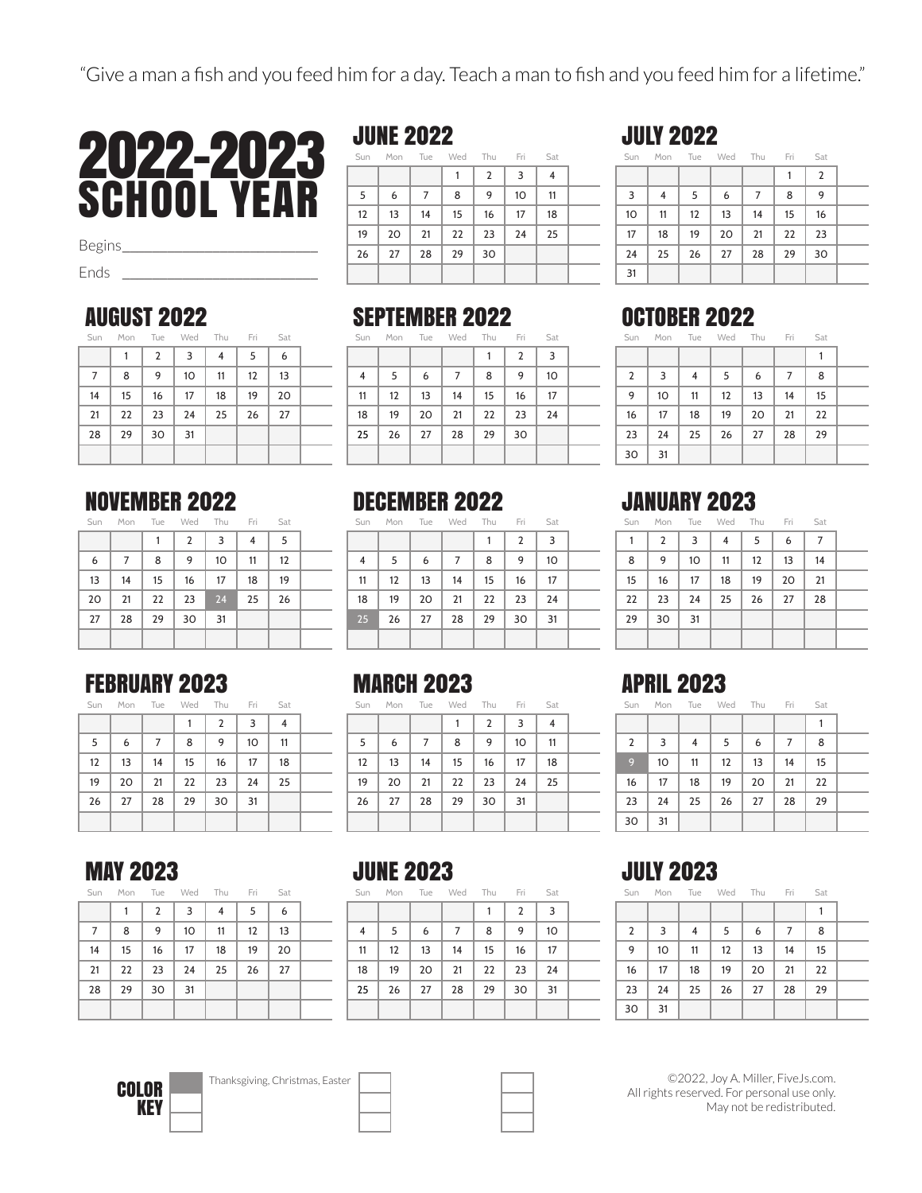"Give a man a fish and you feed him for a day. Teach a man to fish and you feed him for a lifetime."

# 2022-2023 SCHOOL YEAR

Begins___________________________

Ends ___________________________

## JUNE 2022

| Sun | Mon | Tue | Wed | Thu | Fri | Sat |
|---|---|---|---|---|---|---|
| | | | 1 | 2 | 3 | 4 |
| 5 | 6 | 7 | 8 | 9 | 10 | 11 |
| 12 | 13 | 14 | 15 | 16 | 17 | 18 |
| 19 | 20 | 21 | 22 | 23 | 24 | 25 |
| 26 | 27 | 28 | 29 | 30 | | |

## JULY 2022

| Sun | Mon | Tue | Wed | Thu | Fri | Sat |
|---|---|---|---|---|---|---|
| | | | | | 1 | 2 |
| 3 | 4 | 5 | 6 | 7 | 8 | 9 |
| 10 | 11 | 12 | 13 | 14 | 15 | 16 |
| 17 | 18 | 19 | 20 | 21 | 22 | 23 |
| 24 | 25 | 26 | 27 | 28 | 29 | 30 |
| 31 | | | | | | |

## AUGUST 2022

| Sun | Mon | Tue | Wed | Thu | Fri | Sat |
|---|---|---|---|---|---|---|
| | 1 | 2 | 3 | 4 | 5 | 6 |
| 7 | 8 | 9 | 10 | 11 | 12 | 13 |
| 14 | 15 | 16 | 17 | 18 | 19 | 20 |
| 21 | 22 | 23 | 24 | 25 | 26 | 27 |
| 28 | 29 | 30 | 31 | | | |

## SEPTEMBER 2022

| Sun | Mon | Tue | Wed | Thu | Fri | Sat |
|---|---|---|---|---|---|---|
| | | | | 1 | 2 | 3 |
| 4 | 5 | 6 | 7 | 8 | 9 | 10 |
| 11 | 12 | 13 | 14 | 15 | 16 | 17 |
| 18 | 19 | 20 | 21 | 22 | 23 | 24 |
| 25 | 26 | 27 | 28 | 29 | 30 | |

## OCTOBER 2022

| Sun | Mon | Tue | Wed | Thu | Fri | Sat |
|---|---|---|---|---|---|---|
| | | | | | | 1 |
| 2 | 3 | 4 | 5 | 6 | 7 | 8 |
| 9 | 10 | 11 | 12 | 13 | 14 | 15 |
| 16 | 17 | 18 | 19 | 20 | 21 | 22 |
| 23 | 24 | 25 | 26 | 27 | 28 | 29 |
| 30 | 31 | | | | | |

## NOVEMBER 2022

| Sun | Mon | Tue | Wed | Thu | Fri | Sat |
|---|---|---|---|---|---|---|
| | | 1 | 2 | 3 | 4 | 5 |
| 6 | 7 | 8 | 9 | 10 | 11 | 12 |
| 13 | 14 | 15 | 16 | 17 | 18 | 19 |
| 20 | 21 | 22 | 23 | 24 | 25 | 26 |
| 27 | 28 | 29 | 30 | 31 | | |

## DECEMBER 2022

| Sun | Mon | Tue | Wed | Thu | Fri | Sat |
|---|---|---|---|---|---|---|
| | | | | 1 | 2 | 3 |
| 4 | 5 | 6 | 7 | 8 | 9 | 10 |
| 11 | 12 | 13 | 14 | 15 | 16 | 17 |
| 18 | 19 | 20 | 21 | 22 | 23 | 24 |
| 25 | 26 | 27 | 28 | 29 | 30 | 31 |

## JANUARY 2023

| Sun | Mon | Tue | Wed | Thu | Fri | Sat |
|---|---|---|---|---|---|---|
| 1 | 2 | 3 | 4 | 5 | 6 | 7 |
| 8 | 9 | 10 | 11 | 12 | 13 | 14 |
| 15 | 16 | 17 | 18 | 19 | 20 | 21 |
| 22 | 23 | 24 | 25 | 26 | 27 | 28 |
| 29 | 30 | 31 | | | | |

## FEBRUARY 2023

| Sun | Mon | Tue | Wed | Thu | Fri | Sat |
|---|---|---|---|---|---|---|
| | | | 1 | 2 | 3 | 4 |
| 5 | 6 | 7 | 8 | 9 | 10 | 11 |
| 12 | 13 | 14 | 15 | 16 | 17 | 18 |
| 19 | 20 | 21 | 22 | 23 | 24 | 25 |
| 26 | 27 | 28 | 29 | 30 | 31 | |

## MARCH 2023

| Sun | Mon | Tue | Wed | Thu | Fri | Sat |
|---|---|---|---|---|---|---|
| | | | 1 | 2 | 3 | 4 |
| 5 | 6 | 7 | 8 | 9 | 10 | 11 |
| 12 | 13 | 14 | 15 | 16 | 17 | 18 |
| 19 | 20 | 21 | 22 | 23 | 24 | 25 |
| 26 | 27 | 28 | 29 | 30 | 31 | |

## APRIL 2023

| Sun | Mon | Tue | Wed | Thu | Fri | Sat |
|---|---|---|---|---|---|---|
| | | | | | | 1 |
| 2 | 3 | 4 | 5 | 6 | 7 | 8 |
| 9 | 10 | 11 | 12 | 13 | 14 | 15 |
| 16 | 17 | 18 | 19 | 20 | 21 | 22 |
| 23 | 24 | 25 | 26 | 27 | 28 | 29 |
| 30 | 31 | | | | | |

## MAY 2023

| Sun | Mon | Tue | Wed | Thu | Fri | Sat |
|---|---|---|---|---|---|---|
| | 1 | 2 | 3 | 4 | 5 | 6 |
| 7 | 8 | 9 | 10 | 11 | 12 | 13 |
| 14 | 15 | 16 | 17 | 18 | 19 | 20 |
| 21 | 22 | 23 | 24 | 25 | 26 | 27 |
| 28 | 29 | 30 | 31 | | | |

## JUNE 2023

| Sun | Mon | Tue | Wed | Thu | Fri | Sat |
|---|---|---|---|---|---|---|
| | | | | 1 | 2 | 3 |
| 4 | 5 | 6 | 7 | 8 | 9 | 10 |
| 11 | 12 | 13 | 14 | 15 | 16 | 17 |
| 18 | 19 | 20 | 21 | 22 | 23 | 24 |
| 25 | 26 | 27 | 28 | 29 | 30 | 31 |

## JULY 2023

| Sun | Mon | Tue | Wed | Thu | Fri | Sat |
|---|---|---|---|---|---|---|
| | | | | | | 1 |
| 2 | 3 | 4 | 5 | 6 | 7 | 8 |
| 9 | 10 | 11 | 12 | 13 | 14 | 15 |
| 16 | 17 | 18 | 19 | 20 | 21 | 22 |
| 23 | 24 | 25 | 26 | 27 | 28 | 29 |
| 30 | 31 | | | | | |

**COLOR KEY**

- Thanksgiving, Christmas, Easter

©2022, Joy A. Miller, FiveJs.com.
All rights reserved. For personal use only.
May not be redistributed.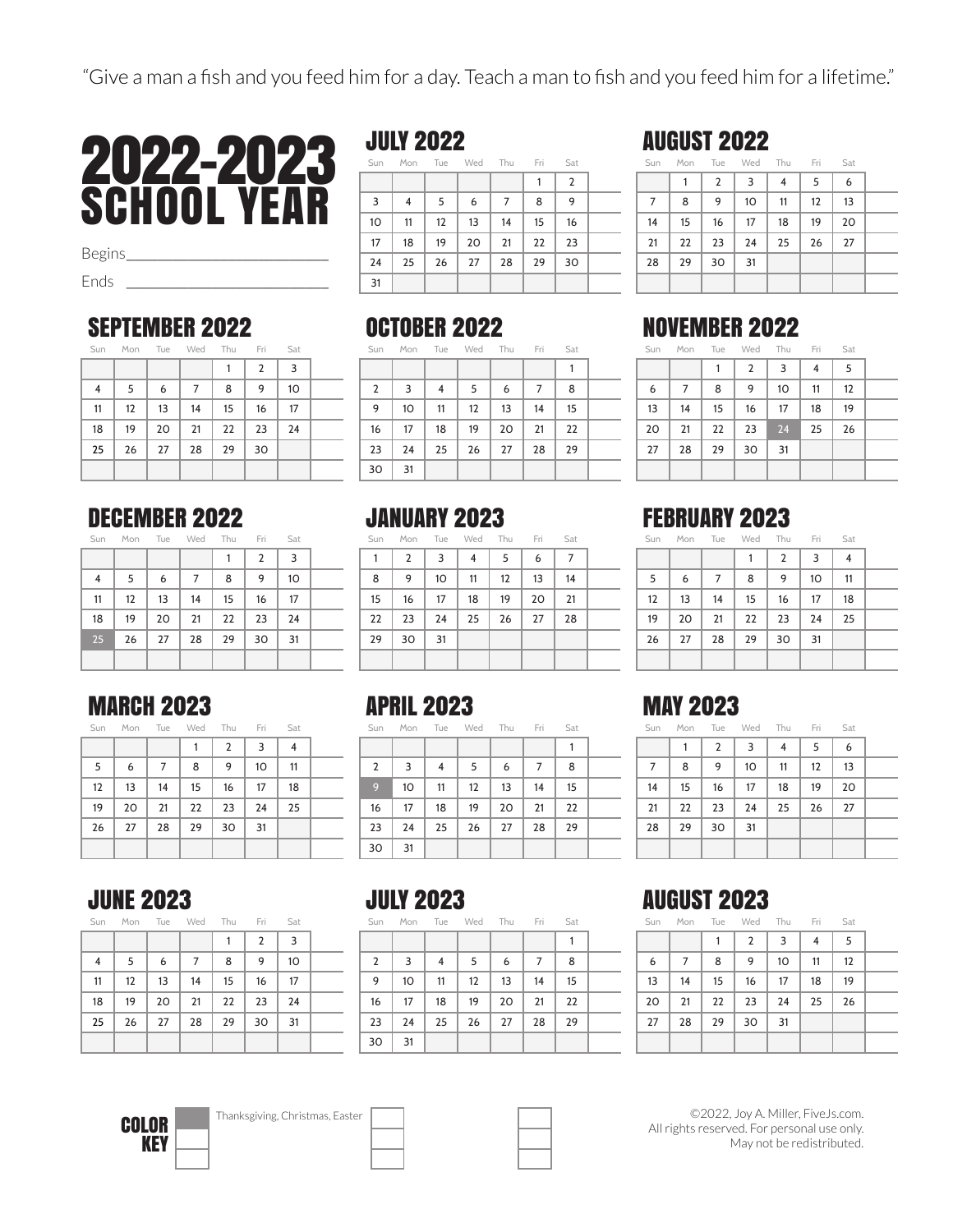"Give a man a fish and you feed him for a day. Teach a man to fish and you feed him for a lifetime."

# 2022-2023 SCHOOL YEAR

Begins___________________________

Ends ___________________________

## JULY 2022

| Sun | Mon | Tue | Wed | Thu | Fri | Sat |
|---|---|---|---|---|---|---|
| | | | | | 1 | 2 |
| 3 | 4 | 5 | 6 | 7 | 8 | 9 |
| 10 | 11 | 12 | 13 | 14 | 15 | 16 |
| 17 | 18 | 19 | 20 | 21 | 22 | 23 |
| 24 | 25 | 26 | 27 | 28 | 29 | 30 |
| 31 | | | | | | |

## AUGUST 2022

| Sun | Mon | Tue | Wed | Thu | Fri | Sat |
|---|---|---|---|---|---|---|
| | 1 | 2 | 3 | 4 | 5 | 6 |
| 7 | 8 | 9 | 10 | 11 | 12 | 13 |
| 14 | 15 | 16 | 17 | 18 | 19 | 20 |
| 21 | 22 | 23 | 24 | 25 | 26 | 27 |
| 28 | 29 | 30 | 31 | | | |

## SEPTEMBER 2022

| Sun | Mon | Tue | Wed | Thu | Fri | Sat |
|---|---|---|---|---|---|---|
| | | | | 1 | 2 | 3 |
| 4 | 5 | 6 | 7 | 8 | 9 | 10 |
| 11 | 12 | 13 | 14 | 15 | 16 | 17 |
| 18 | 19 | 20 | 21 | 22 | 23 | 24 |
| 25 | 26 | 27 | 28 | 29 | 30 | |

## OCTOBER 2022

| Sun | Mon | Tue | Wed | Thu | Fri | Sat |
|---|---|---|---|---|---|---|
| | | | | | | 1 |
| 2 | 3 | 4 | 5 | 6 | 7 | 8 |
| 9 | 10 | 11 | 12 | 13 | 14 | 15 |
| 16 | 17 | 18 | 19 | 20 | 21 | 22 |
| 23 | 24 | 25 | 26 | 27 | 28 | 29 |
| 30 | 31 | | | | | |

## NOVEMBER 2022

| Sun | Mon | Tue | Wed | Thu | Fri | Sat |
|---|---|---|---|---|---|---|
| | | 1 | 2 | 3 | 4 | 5 |
| 6 | 7 | 8 | 9 | 10 | 11 | 12 |
| 13 | 14 | 15 | 16 | 17 | 18 | 19 |
| 20 | 21 | 22 | 23 | 24 | 25 | 26 |
| 27 | 28 | 29 | 30 | 31 | | |

## DECEMBER 2022

| Sun | Mon | Tue | Wed | Thu | Fri | Sat |
|---|---|---|---|---|---|---|
| | | | | 1 | 2 | 3 |
| 4 | 5 | 6 | 7 | 8 | 9 | 10 |
| 11 | 12 | 13 | 14 | 15 | 16 | 17 |
| 18 | 19 | 20 | 21 | 22 | 23 | 24 |
| 25 | 26 | 27 | 28 | 29 | 30 | 31 |

## JANUARY 2023

| Sun | Mon | Tue | Wed | Thu | Fri | Sat |
|---|---|---|---|---|---|---|
| 1 | 2 | 3 | 4 | 5 | 6 | 7 |
| 8 | 9 | 10 | 11 | 12 | 13 | 14 |
| 15 | 16 | 17 | 18 | 19 | 20 | 21 |
| 22 | 23 | 24 | 25 | 26 | 27 | 28 |
| 29 | 30 | 31 | | | | |

## FEBRUARY 2023

| Sun | Mon | Tue | Wed | Thu | Fri | Sat |
|---|---|---|---|---|---|---|
| | | | 1 | 2 | 3 | 4 |
| 5 | 6 | 7 | 8 | 9 | 10 | 11 |
| 12 | 13 | 14 | 15 | 16 | 17 | 18 |
| 19 | 20 | 21 | 22 | 23 | 24 | 25 |
| 26 | 27 | 28 | 29 | 30 | 31 | |

## MARCH 2023

| Sun | Mon | Tue | Wed | Thu | Fri | Sat |
|---|---|---|---|---|---|---|
| | | | 1 | 2 | 3 | 4 |
| 5 | 6 | 7 | 8 | 9 | 10 | 11 |
| 12 | 13 | 14 | 15 | 16 | 17 | 18 |
| 19 | 20 | 21 | 22 | 23 | 24 | 25 |
| 26 | 27 | 28 | 29 | 30 | 31 | |

## APRIL 2023

| Sun | Mon | Tue | Wed | Thu | Fri | Sat |
|---|---|---|---|---|---|---|
| | | | | | | 1 |
| 2 | 3 | 4 | 5 | 6 | 7 | 8 |
| 9 | 10 | 11 | 12 | 13 | 14 | 15 |
| 16 | 17 | 18 | 19 | 20 | 21 | 22 |
| 23 | 24 | 25 | 26 | 27 | 28 | 29 |
| 30 | 31 | | | | | |

## MAY 2023

| Sun | Mon | Tue | Wed | Thu | Fri | Sat |
|---|---|---|---|---|---|---|
| | 1 | 2 | 3 | 4 | 5 | 6 |
| 7 | 8 | 9 | 10 | 11 | 12 | 13 |
| 14 | 15 | 16 | 17 | 18 | 19 | 20 |
| 21 | 22 | 23 | 24 | 25 | 26 | 27 |
| 28 | 29 | 30 | 31 | | | |

## JUNE 2023

| Sun | Mon | Tue | Wed | Thu | Fri | Sat |
|---|---|---|---|---|---|---|
| | | | | 1 | 2 | 3 |
| 4 | 5 | 6 | 7 | 8 | 9 | 10 |
| 11 | 12 | 13 | 14 | 15 | 16 | 17 |
| 18 | 19 | 20 | 21 | 22 | 23 | 24 |
| 25 | 26 | 27 | 28 | 29 | 30 | 31 |

## JULY 2023

| Sun | Mon | Tue | Wed | Thu | Fri | Sat |
|---|---|---|---|---|---|---|
| | | | | | | 1 |
| 2 | 3 | 4 | 5 | 6 | 7 | 8 |
| 9 | 10 | 11 | 12 | 13 | 14 | 15 |
| 16 | 17 | 18 | 19 | 20 | 21 | 22 |
| 23 | 24 | 25 | 26 | 27 | 28 | 29 |
| 30 | 31 | | | | | |

## AUGUST 2023

| Sun | Mon | Tue | Wed | Thu | Fri | Sat |
|---|---|---|---|---|---|---|
| | | 1 | 2 | 3 | 4 | 5 |
| 6 | 7 | 8 | 9 | 10 | 11 | 12 |
| 13 | 14 | 15 | 16 | 17 | 18 | 19 |
| 20 | 21 | 22 | 23 | 24 | 25 | 26 |
| 27 | 28 | 29 | 30 | 31 | | |

**COLOR KEY**

- Thanksgiving, Christmas, Easter

©2022, Joy A. Miller, FiveJs.com.
All rights reserved. For personal use only.
May not be redistributed.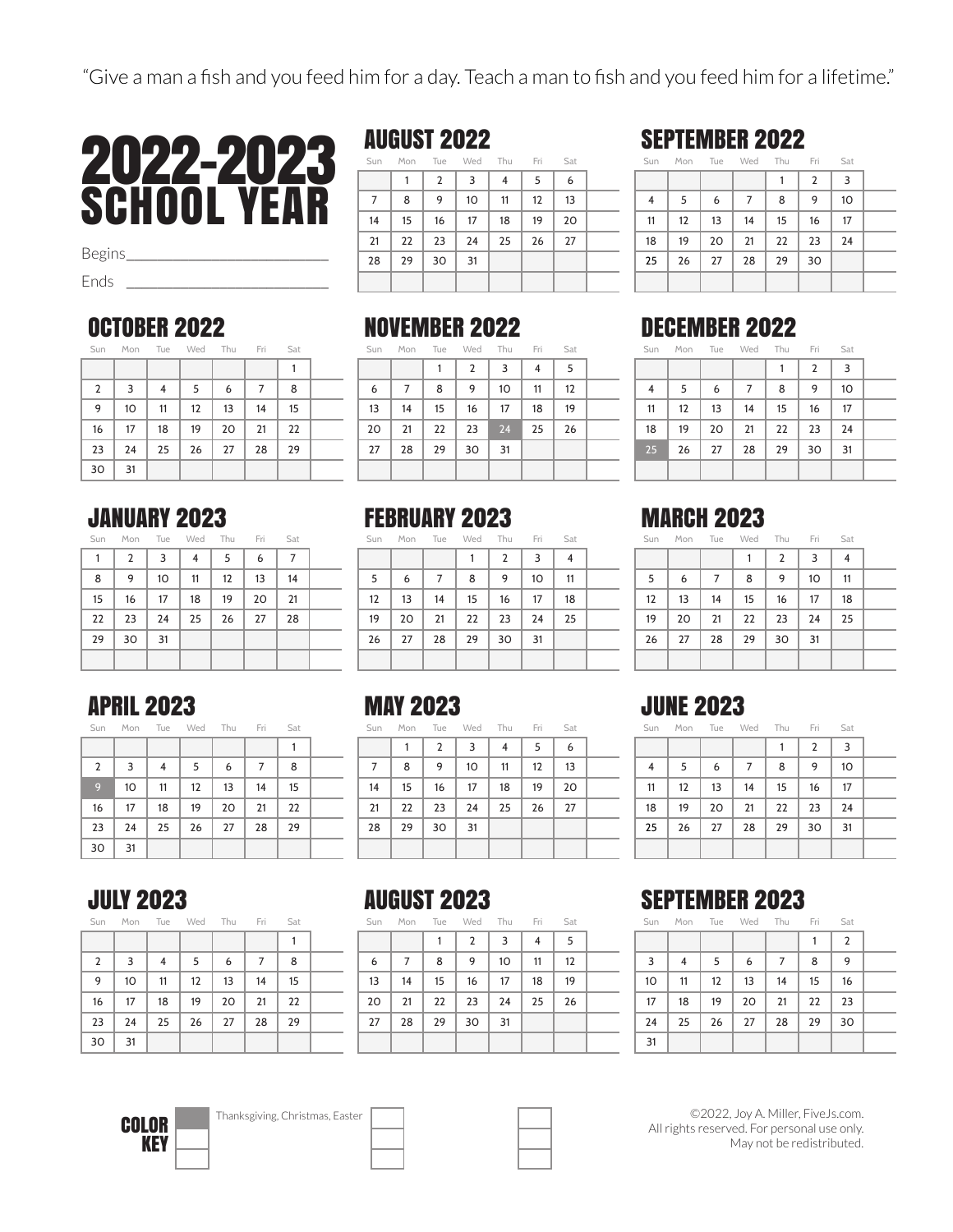"Give a man a fish and you feed him for a day. Teach a man to fish and you feed him for a lifetime."

# 2022-2023 SCHOOL YEAR

Begins___________________________

Ends ___________________________

## AUGUST 2022

| Sun | Mon | Tue | Wed | Thu | Fri | Sat |
|---|---|---|---|---|---|---|
| | 1 | 2 | 3 | 4 | 5 | 6 |
| 7 | 8 | 9 | 10 | 11 | 12 | 13 |
| 14 | 15 | 16 | 17 | 18 | 19 | 20 |
| 21 | 22 | 23 | 24 | 25 | 26 | 27 |
| 28 | 29 | 30 | 31 | | | |

## SEPTEMBER 2022

| Sun | Mon | Tue | Wed | Thu | Fri | Sat |
|---|---|---|---|---|---|---|
| | | | | 1 | 2 | 3 |
| 4 | 5 | 6 | 7 | 8 | 9 | 10 |
| 11 | 12 | 13 | 14 | 15 | 16 | 17 |
| 18 | 19 | 20 | 21 | 22 | 23 | 24 |
| 25 | 26 | 27 | 28 | 29 | 30 | |

## OCTOBER 2022

| Sun | Mon | Tue | Wed | Thu | Fri | Sat |
|---|---|---|---|---|---|---|
| | | | | | | 1 |
| 2 | 3 | 4 | 5 | 6 | 7 | 8 |
| 9 | 10 | 11 | 12 | 13 | 14 | 15 |
| 16 | 17 | 18 | 19 | 20 | 21 | 22 |
| 23 | 24 | 25 | 26 | 27 | 28 | 29 |
| 30 | 31 | | | | | |

## NOVEMBER 2022

| Sun | Mon | Tue | Wed | Thu | Fri | Sat |
|---|---|---|---|---|---|---|
| | | 1 | 2 | 3 | 4 | 5 |
| 6 | 7 | 8 | 9 | 10 | 11 | 12 |
| 13 | 14 | 15 | 16 | 17 | 18 | 19 |
| 20 | 21 | 22 | 23 | 24 | 25 | 26 |
| 27 | 28 | 29 | 30 | 31 | | |

## DECEMBER 2022

| Sun | Mon | Tue | Wed | Thu | Fri | Sat |
|---|---|---|---|---|---|---|
| | | | | 1 | 2 | 3 |
| 4 | 5 | 6 | 7 | 8 | 9 | 10 |
| 11 | 12 | 13 | 14 | 15 | 16 | 17 |
| 18 | 19 | 20 | 21 | 22 | 23 | 24 |
| 25 | 26 | 27 | 28 | 29 | 30 | 31 |

## JANUARY 2023

| Sun | Mon | Tue | Wed | Thu | Fri | Sat |
|---|---|---|---|---|---|---|
| 1 | 2 | 3 | 4 | 5 | 6 | 7 |
| 8 | 9 | 10 | 11 | 12 | 13 | 14 |
| 15 | 16 | 17 | 18 | 19 | 20 | 21 |
| 22 | 23 | 24 | 25 | 26 | 27 | 28 |
| 29 | 30 | 31 | | | | |

## FEBRUARY 2023

| Sun | Mon | Tue | Wed | Thu | Fri | Sat |
|---|---|---|---|---|---|---|
| | | | 1 | 2 | 3 | 4 |
| 5 | 6 | 7 | 8 | 9 | 10 | 11 |
| 12 | 13 | 14 | 15 | 16 | 17 | 18 |
| 19 | 20 | 21 | 22 | 23 | 24 | 25 |
| 26 | 27 | 28 | 29 | 30 | 31 | |

## MARCH 2023

| Sun | Mon | Tue | Wed | Thu | Fri | Sat |
|---|---|---|---|---|---|---|
| | | | 1 | 2 | 3 | 4 |
| 5 | 6 | 7 | 8 | 9 | 10 | 11 |
| 12 | 13 | 14 | 15 | 16 | 17 | 18 |
| 19 | 20 | 21 | 22 | 23 | 24 | 25 |
| 26 | 27 | 28 | 29 | 30 | 31 | |

## APRIL 2023

| Sun | Mon | Tue | Wed | Thu | Fri | Sat |
|---|---|---|---|---|---|---|
| | | | | | | 1 |
| 2 | 3 | 4 | 5 | 6 | 7 | 8 |
| 9 | 10 | 11 | 12 | 13 | 14 | 15 |
| 16 | 17 | 18 | 19 | 20 | 21 | 22 |
| 23 | 24 | 25 | 26 | 27 | 28 | 29 |
| 30 | 31 | | | | | |

## MAY 2023

| Sun | Mon | Tue | Wed | Thu | Fri | Sat |
|---|---|---|---|---|---|---|
| | 1 | 2 | 3 | 4 | 5 | 6 |
| 7 | 8 | 9 | 10 | 11 | 12 | 13 |
| 14 | 15 | 16 | 17 | 18 | 19 | 20 |
| 21 | 22 | 23 | 24 | 25 | 26 | 27 |
| 28 | 29 | 30 | 31 | | | |

## JUNE 2023

| Sun | Mon | Tue | Wed | Thu | Fri | Sat |
|---|---|---|---|---|---|---|
| | | | | 1 | 2 | 3 |
| 4 | 5 | 6 | 7 | 8 | 9 | 10 |
| 11 | 12 | 13 | 14 | 15 | 16 | 17 |
| 18 | 19 | 20 | 21 | 22 | 23 | 24 |
| 25 | 26 | 27 | 28 | 29 | 30 | 31 |

## JULY 2023

| Sun | Mon | Tue | Wed | Thu | Fri | Sat |
|---|---|---|---|---|---|---|
| | | | | | | 1 |
| 2 | 3 | 4 | 5 | 6 | 7 | 8 |
| 9 | 10 | 11 | 12 | 13 | 14 | 15 |
| 16 | 17 | 18 | 19 | 20 | 21 | 22 |
| 23 | 24 | 25 | 26 | 27 | 28 | 29 |
| 30 | 31 | | | | | |

## AUGUST 2023

| Sun | Mon | Tue | Wed | Thu | Fri | Sat |
|---|---|---|---|---|---|---|
| | | 1 | 2 | 3 | 4 | 5 |
| 6 | 7 | 8 | 9 | 10 | 11 | 12 |
| 13 | 14 | 15 | 16 | 17 | 18 | 19 |
| 20 | 21 | 22 | 23 | 24 | 25 | 26 |
| 27 | 28 | 29 | 30 | 31 | | |

## SEPTEMBER 2023

| Sun | Mon | Tue | Wed | Thu | Fri | Sat |
|---|---|---|---|---|---|---|
| | | | | | 1 | 2 |
| 3 | 4 | 5 | 6 | 7 | 8 | 9 |
| 10 | 11 | 12 | 13 | 14 | 15 | 16 |
| 17 | 18 | 19 | 20 | 21 | 22 | 23 |
| 24 | 25 | 26 | 27 | 28 | 29 | 30 |
| 31 | | | | | | |

**COLOR KEY**

Thanksgiving, Christmas, Easter

©2022, Joy A. Miller, FiveJs.com.
All rights reserved. For personal use only.
May not be redistributed.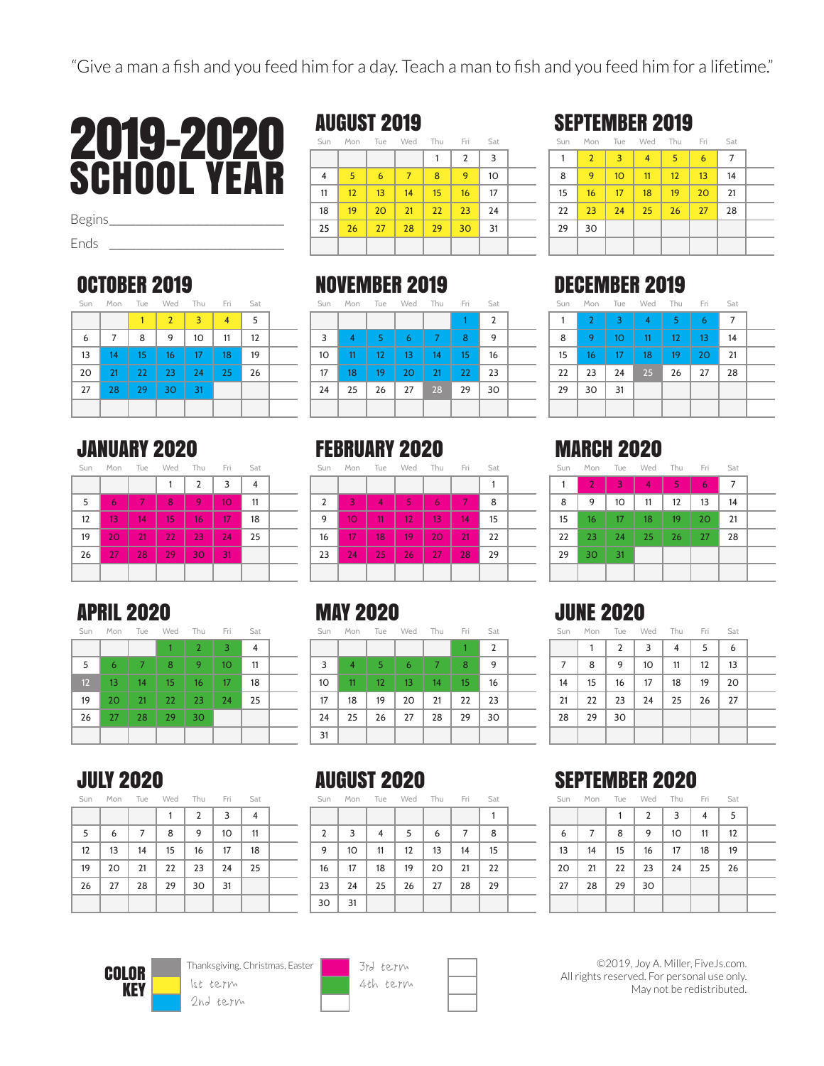"Give a man a fish and you feed him for a day. Teach a man to fish and you feed him for a lifetime."

# 2019-2020 SCHOOL YEAR

Begins______________________

Ends ______________________

## AUGUST 2019

| Sun | Mon | Tue | Wed | Thu | Fri | Sat |
|---|---|---|---|---|---|---|
| | | | | 1 | 2 | 3 |
| 4 | 5 | 6 | 7 | 8 | 9 | 10 |
| 11 | 12 | 13 | 14 | 15 | 16 | 17 |
| 18 | 19 | 20 | 21 | 22 | 23 | 24 |
| 25 | 26 | 27 | 28 | 29 | 30 | 31 |

## SEPTEMBER 2019

| Sun | Mon | Tue | Wed | Thu | Fri | Sat |
|---|---|---|---|---|---|---|
| 1 | 2 | 3 | 4 | 5 | 6 | 7 |
| 8 | 9 | 10 | 11 | 12 | 13 | 14 |
| 15 | 16 | 17 | 18 | 19 | 20 | 21 |
| 22 | 23 | 24 | 25 | 26 | 27 | 28 |
| 29 | 30 | | | | | |

## OCTOBER 2019

| Sun | Mon | Tue | Wed | Thu | Fri | Sat |
|---|---|---|---|---|---|---|
| | | 1 | 2 | 3 | 4 | 5 |
| 6 | 7 | 8 | 9 | 10 | 11 | 12 |
| 13 | 14 | 15 | 16 | 17 | 18 | 19 |
| 20 | 21 | 22 | 23 | 24 | 25 | 26 |
| 27 | 28 | 29 | 30 | 31 | | |

## NOVEMBER 2019

| Sun | Mon | Tue | Wed | Thu | Fri | Sat |
|---|---|---|---|---|---|---|
| | | | | | 1 | 2 |
| 3 | 4 | 5 | 6 | 7 | 8 | 9 |
| 10 | 11 | 12 | 13 | 14 | 15 | 16 |
| 17 | 18 | 19 | 20 | 21 | 22 | 23 |
| 24 | 25 | 26 | 27 | 28 | 29 | 30 |

## DECEMBER 2019

| Sun | Mon | Tue | Wed | Thu | Fri | Sat |
|---|---|---|---|---|---|---|
| 1 | 2 | 3 | 4 | 5 | 6 | 7 |
| 8 | 9 | 10 | 11 | 12 | 13 | 14 |
| 15 | 16 | 17 | 18 | 19 | 20 | 21 |
| 22 | 23 | 24 | 25 | 26 | 27 | 28 |
| 29 | 30 | 31 | | | | |

## JANUARY 2020

| Sun | Mon | Tue | Wed | Thu | Fri | Sat |
|---|---|---|---|---|---|---|
| | | | 1 | 2 | 3 | 4 |
| 5 | 6 | 7 | 8 | 9 | 10 | 11 |
| 12 | 13 | 14 | 15 | 16 | 17 | 18 |
| 19 | 20 | 21 | 22 | 23 | 24 | 25 |
| 26 | 27 | 28 | 29 | 30 | 31 | |

## FEBRUARY 2020

| Sun | Mon | Tue | Wed | Thu | Fri | Sat |
|---|---|---|---|---|---|---|
| | | | | | | 1 |
| 2 | 3 | 4 | 5 | 6 | 7 | 8 |
| 9 | 10 | 11 | 12 | 13 | 14 | 15 |
| 16 | 17 | 18 | 19 | 20 | 21 | 22 |
| 23 | 24 | 25 | 26 | 27 | 28 | 29 |

## MARCH 2020

| Sun | Mon | Tue | Wed | Thu | Fri | Sat |
|---|---|---|---|---|---|---|
| 1 | 2 | 3 | 4 | 5 | 6 | 7 |
| 8 | 9 | 10 | 11 | 12 | 13 | 14 |
| 15 | 16 | 17 | 18 | 19 | 20 | 21 |
| 22 | 23 | 24 | 25 | 26 | 27 | 28 |
| 29 | 30 | 31 | | | | |

## APRIL 2020

| Sun | Mon | Tue | Wed | Thu | Fri | Sat |
|---|---|---|---|---|---|---|
| | | | 1 | 2 | 3 | 4 |
| 5 | 6 | 7 | 8 | 9 | 10 | 11 |
| 12 | 13 | 14 | 15 | 16 | 17 | 18 |
| 19 | 20 | 21 | 22 | 23 | 24 | 25 |
| 26 | 27 | 28 | 29 | 30 | | |

## MAY 2020

| Sun | Mon | Tue | Wed | Thu | Fri | Sat |
|---|---|---|---|---|---|---|
| | | | | | 1 | 2 |
| 3 | 4 | 5 | 6 | 7 | 8 | 9 |
| 10 | 11 | 12 | 13 | 14 | 15 | 16 |
| 17 | 18 | 19 | 20 | 21 | 22 | 23 |
| 24 | 25 | 26 | 27 | 28 | 29 | 30 |
| 31 | | | | | | |

## JUNE 2020

| Sun | Mon | Tue | Wed | Thu | Fri | Sat |
|---|---|---|---|---|---|---|
| | 1 | 2 | 3 | 4 | 5 | 6 |
| 7 | 8 | 9 | 10 | 11 | 12 | 13 |
| 14 | 15 | 16 | 17 | 18 | 19 | 20 |
| 21 | 22 | 23 | 24 | 25 | 26 | 27 |
| 28 | 29 | 30 | | | | |

## JULY 2020

| Sun | Mon | Tue | Wed | Thu | Fri | Sat |
|---|---|---|---|---|---|---|
| | | | 1 | 2 | 3 | 4 |
| 5 | 6 | 7 | 8 | 9 | 10 | 11 |
| 12 | 13 | 14 | 15 | 16 | 17 | 18 |
| 19 | 20 | 21 | 22 | 23 | 24 | 25 |
| 26 | 27 | 28 | 29 | 30 | 31 | |

## AUGUST 2020

| Sun | Mon | Tue | Wed | Thu | Fri | Sat |
|---|---|---|---|---|---|---|
| | | | | | | 1 |
| 2 | 3 | 4 | 5 | 6 | 7 | 8 |
| 9 | 10 | 11 | 12 | 13 | 14 | 15 |
| 16 | 17 | 18 | 19 | 20 | 21 | 22 |
| 23 | 24 | 25 | 26 | 27 | 28 | 29 |
| 30 | 31 | | | | | |

## SEPTEMBER 2020

| Sun | Mon | Tue | Wed | Thu | Fri | Sat |
|---|---|---|---|---|---|---|
| | | 1 | 2 | 3 | 4 | 5 |
| 6 | 7 | 8 | 9 | 10 | 11 | 12 |
| 13 | 14 | 15 | 16 | 17 | 18 | 19 |
| 20 | 21 | 22 | 23 | 24 | 25 | 26 |
| 27 | 28 | 29 | 30 | | | |

## COLOR KEY

- Thanksgiving, Christmas, Easter
- 1st term
- 2nd term
- 3rd term
- 4th term

©2019, Joy A. Miller, FiveJs.com.
All rights reserved. For personal use only.
May not be redistributed.